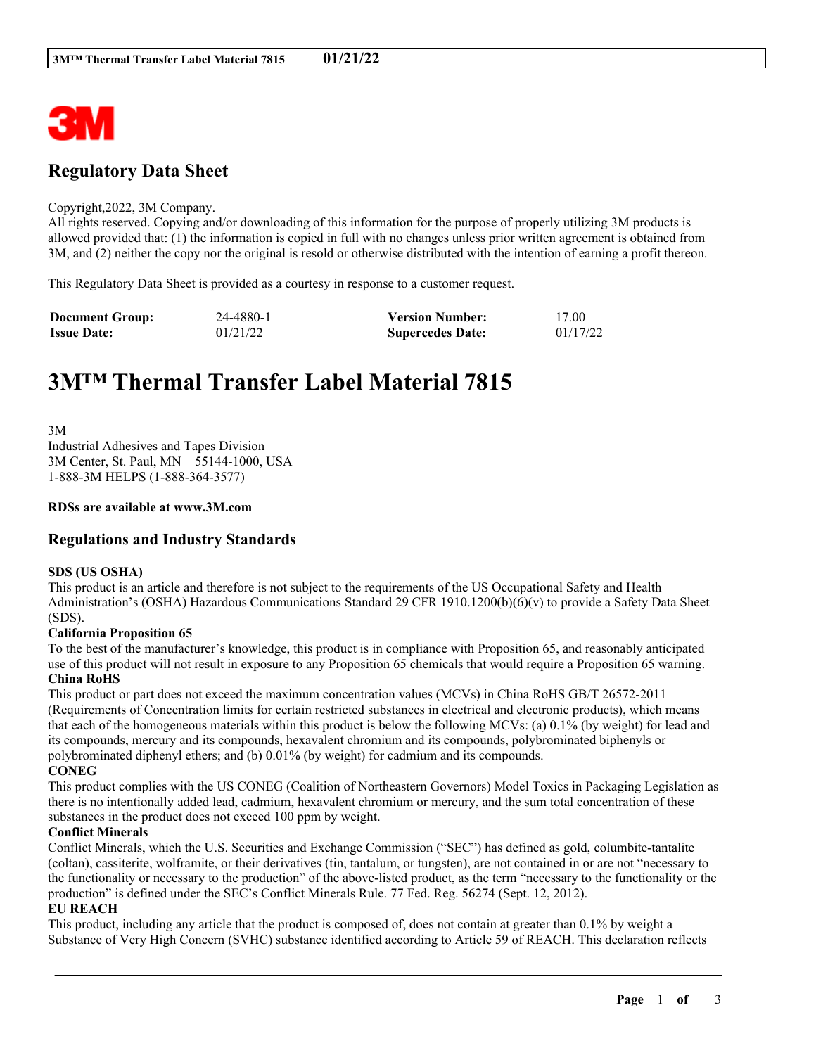# Regulatory Data Sheet

Copyright,2022, 3M Company.
All rights reserved. Copying and/or downloading of this information for the purpose of properly utilizing 3M products is allowed provided that: (1) the information is copied in full with no changes unless prior written agreement is obtained from 3M, and (2) neither the copy nor the original is resold or otherwise distributed with the intention of earning a profit thereon.

This Regulatory Data Sheet is provided as a courtesy in response to a customer request.

| **Document Group:** | 24-4880-1 | **Version Number:** | 17.00 |
|---|---|---|---|
| **Issue Date:** | 01/21/22 | **Supercedes Date:** | 01/17/22 |

# 3M™ Thermal Transfer Label Material 7815

3M
Industrial Adhesives and Tapes Division
3M Center, St. Paul, MN 55144-1000, USA
1-888-3M HELPS (1-888-364-3577)

**RDSs are available at www.3M.com**

## Regulations and Industry Standards

**SDS (US OSHA)**
This product is an article and therefore is not subject to the requirements of the US Occupational Safety and Health Administration's (OSHA) Hazardous Communications Standard 29 CFR 1910.1200(b)(6)(v) to provide a Safety Data Sheet (SDS).

**California Proposition 65**
To the best of the manufacturer's knowledge, this product is in compliance with Proposition 65, and reasonably anticipated use of this product will not result in exposure to any Proposition 65 chemicals that would require a Proposition 65 warning.

**China RoHS**
This product or part does not exceed the maximum concentration values (MCVs) in China RoHS GB/T 26572-2011 (Requirements of Concentration limits for certain restricted substances in electrical and electronic products), which means that each of the homogeneous materials within this product is below the following MCVs: (a) 0.1% (by weight) for lead and its compounds, mercury and its compounds, hexavalent chromium and its compounds, polybrominated biphenyls or polybrominated diphenyl ethers; and (b) 0.01% (by weight) for cadmium and its compounds.

**CONEG**
This product complies with the US CONEG (Coalition of Northeastern Governors) Model Toxics in Packaging Legislation as there is no intentionally added lead, cadmium, hexavalent chromium or mercury, and the sum total concentration of these substances in the product does not exceed 100 ppm by weight.

**Conflict Minerals**
Conflict Minerals, which the U.S. Securities and Exchange Commission ("SEC") has defined as gold, columbite-tantalite (coltan), cassiterite, wolframite, or their derivatives (tin, tantalum, or tungsten), are not contained in or are not "necessary to the functionality or necessary to the production" of the above-listed product, as the term "necessary to the functionality or the production" is defined under the SEC's Conflict Minerals Rule. 77 Fed. Reg. 56274 (Sept. 12, 2012).

**EU REACH**
This product, including any article that the product is composed of, does not contain at greater than 0.1% by weight a Substance of Very High Concern (SVHC) substance identified according to Article 59 of REACH. This declaration reflects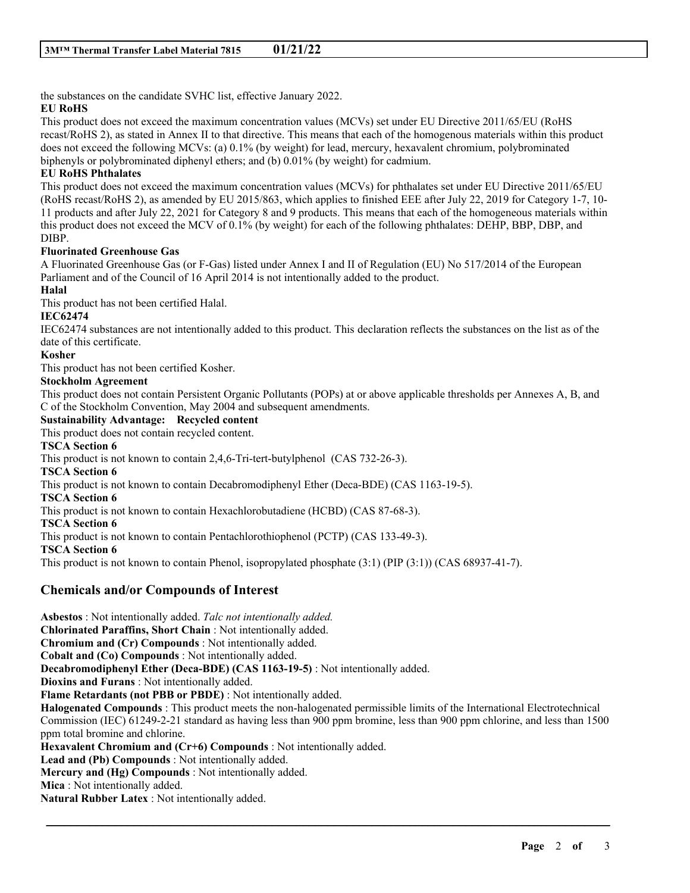the substances on the candidate SVHC list, effective January 2022.

**EU RoHS**

This product does not exceed the maximum concentration values (MCVs) set under EU Directive 2011/65/EU (RoHS recast/RoHS 2), as stated in Annex II to that directive. This means that each of the homogenous materials within this product does not exceed the following MCVs: (a) 0.1% (by weight) for lead, mercury, hexavalent chromium, polybrominated biphenyls or polybrominated diphenyl ethers; and (b) 0.01% (by weight) for cadmium.

**EU RoHS Phthalates**

This product does not exceed the maximum concentration values (MCVs) for phthalates set under EU Directive 2011/65/EU (RoHS recast/RoHS 2), as amended by EU 2015/863, which applies to finished EEE after July 22, 2019 for Category 1-7, 10-11 products and after July 22, 2021 for Category 8 and 9 products. This means that each of the homogeneous materials within this product does not exceed the MCV of 0.1% (by weight) for each of the following phthalates: DEHP, BBP, DBP, and DIBP.

**Fluorinated Greenhouse Gas**

A Fluorinated Greenhouse Gas (or F-Gas) listed under Annex I and II of Regulation (EU) No 517/2014 of the European Parliament and of the Council of 16 April 2014 is not intentionally added to the product.

**Halal**

This product has not been certified Halal.

**IEC62474**

IEC62474 substances are not intentionally added to this product. This declaration reflects the substances on the list as of the date of this certificate.

**Kosher**

This product has not been certified Kosher.

**Stockholm Agreement**

This product does not contain Persistent Organic Pollutants (POPs) at or above applicable thresholds per Annexes A, B, and C of the Stockholm Convention, May 2004 and subsequent amendments.

**Sustainability Advantage: Recycled content**

This product does not contain recycled content.

**TSCA Section 6**

This product is not known to contain 2,4,6-Tri-tert-butylphenol (CAS 732-26-3).

**TSCA Section 6**

This product is not known to contain Decabromodiphenyl Ether (Deca-BDE) (CAS 1163-19-5).

**TSCA Section 6**

This product is not known to contain Hexachlorobutadiene (HCBD) (CAS 87-68-3).

**TSCA Section 6**

This product is not known to contain Pentachlorothiophenol (PCTP) (CAS 133-49-3).

**TSCA Section 6**

This product is not known to contain Phenol, isopropylated phosphate (3:1) (PIP (3:1)) (CAS 68937-41-7).

## Chemicals and/or Compounds of Interest

**Asbestos** : Not intentionally added. *Talc not intentionally added.*

**Chlorinated Paraffins, Short Chain** : Not intentionally added.

**Chromium and (Cr) Compounds** : Not intentionally added.

**Cobalt and (Co) Compounds** : Not intentionally added.

**Decabromodiphenyl Ether (Deca-BDE) (CAS 1163-19-5)** : Not intentionally added.

**Dioxins and Furans** : Not intentionally added.

**Flame Retardants (not PBB or PBDE)** : Not intentionally added.

**Halogenated Compounds** : This product meets the non-halogenated permissible limits of the International Electrotechnical Commission (IEC) 61249-2-21 standard as having less than 900 ppm bromine, less than 900 ppm chlorine, and less than 1500 ppm total bromine and chlorine.

**Hexavalent Chromium and (Cr+6) Compounds** : Not intentionally added.

**Lead and (Pb) Compounds** : Not intentionally added.

**Mercury and (Hg) Compounds** : Not intentionally added.

**Mica** : Not intentionally added.

**Natural Rubber Latex** : Not intentionally added.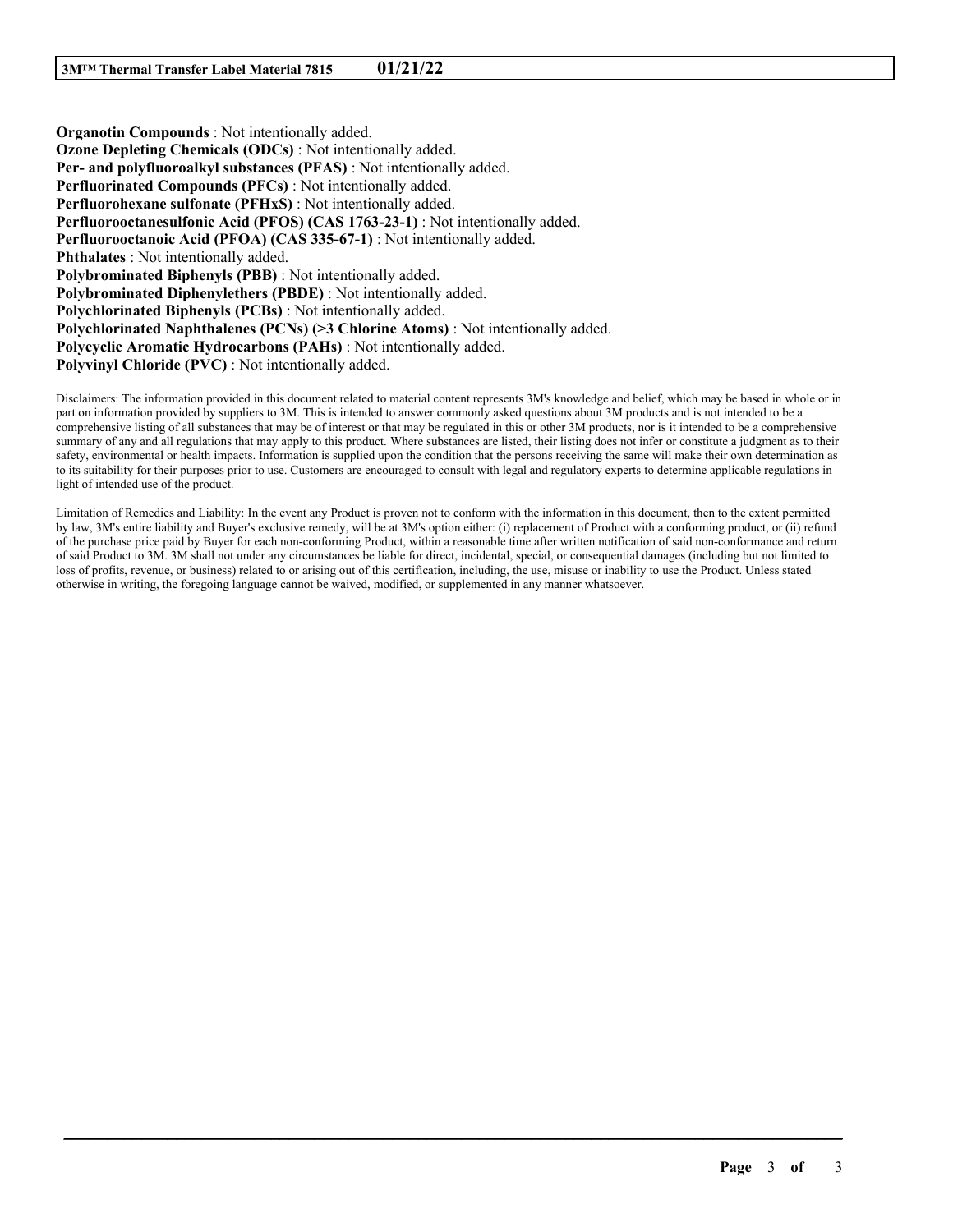**Organotin Compounds** : Not intentionally added.
**Ozone Depleting Chemicals (ODCs)** : Not intentionally added.
**Per- and polyfluoroalkyl substances (PFAS)** : Not intentionally added.
**Perfluorinated Compounds (PFCs)** : Not intentionally added.
**Perfluorohexane sulfonate (PFHxS)** : Not intentionally added.
**Perfluorooctanesulfonic Acid (PFOS) (CAS 1763-23-1)** : Not intentionally added.
**Perfluorooctanoic Acid (PFOA) (CAS 335-67-1)** : Not intentionally added.
**Phthalates** : Not intentionally added.
**Polybrominated Biphenyls (PBB)** : Not intentionally added.
**Polybrominated Diphenylethers (PBDE)** : Not intentionally added.
**Polychlorinated Biphenyls (PCBs)** : Not intentionally added.
**Polychlorinated Naphthalenes (PCNs) (>3 Chlorine Atoms)** : Not intentionally added.
**Polycyclic Aromatic Hydrocarbons (PAHs)** : Not intentionally added.
**Polyvinyl Chloride (PVC)** : Not intentionally added.

Disclaimers: The information provided in this document related to material content represents 3M's knowledge and belief, which may be based in whole or in part on information provided by suppliers to 3M. This is intended to answer commonly asked questions about 3M products and is not intended to be a comprehensive listing of all substances that may be of interest or that may be regulated in this or other 3M products, nor is it intended to be a comprehensive summary of any and all regulations that may apply to this product. Where substances are listed, their listing does not infer or constitute a judgment as to their safety, environmental or health impacts. Information is supplied upon the condition that the persons receiving the same will make their own determination as to its suitability for their purposes prior to use. Customers are encouraged to consult with legal and regulatory experts to determine applicable regulations in light of intended use of the product.

Limitation of Remedies and Liability: In the event any Product is proven not to conform with the information in this document, then to the extent permitted by law, 3M's entire liability and Buyer's exclusive remedy, will be at 3M's option either: (i) replacement of Product with a conforming product, or (ii) refund of the purchase price paid by Buyer for each non-conforming Product, within a reasonable time after written notification of said non-conformance and return of said Product to 3M. 3M shall not under any circumstances be liable for direct, incidental, special, or consequential damages (including but not limited to loss of profits, revenue, or business) related to or arising out of this certification, including, the use, misuse or inability to use the Product. Unless stated otherwise in writing, the foregoing language cannot be waived, modified, or supplemented in any manner whatsoever.